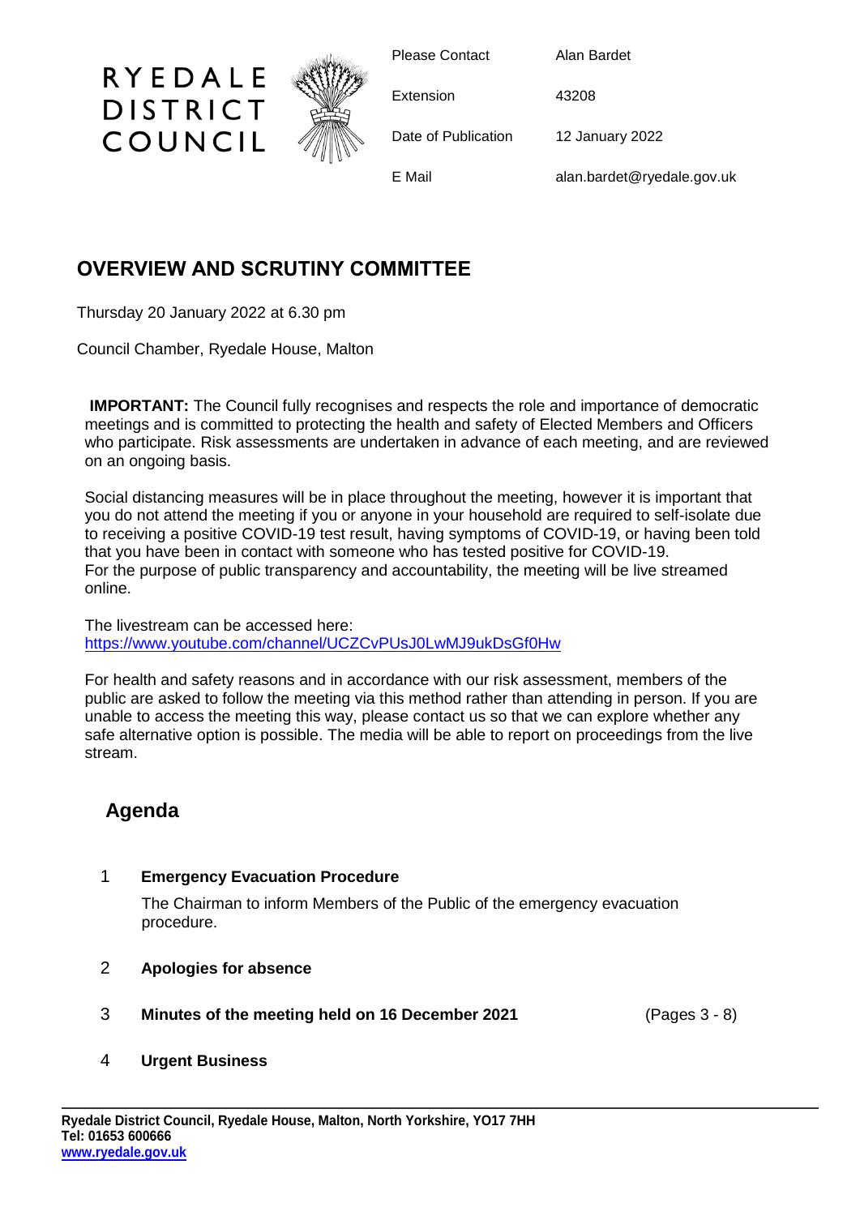RYEDALE DISTRICT COUNCIL

| | |
|---|---|
| Please Contact | Alan Bardet |
| Extension | 43208 |
| Date of Publication | 12 January 2022 |
| E Mail | alan.bardet@ryedale.gov.uk |

# OVERVIEW AND SCRUTINY COMMITTEE

Thursday 20 January 2022 at 6.30 pm

Council Chamber, Ryedale House, Malton

**IMPORTANT:** The Council fully recognises and respects the role and importance of democratic meetings and is committed to protecting the health and safety of Elected Members and Officers who participate. Risk assessments are undertaken in advance of each meeting, and are reviewed on an ongoing basis.

Social distancing measures will be in place throughout the meeting, however it is important that you do not attend the meeting if you or anyone in your household are required to self-isolate due to receiving a positive COVID-19 test result, having symptoms of COVID-19, or having been told that you have been in contact with someone who has tested positive for COVID-19.
For the purpose of public transparency and accountability, the meeting will be live streamed online.

The livestream can be accessed here:
https://www.youtube.com/channel/UCZCvPUsJ0LwMJ9ukDsGf0Hw

For health and safety reasons and in accordance with our risk assessment, members of the public are asked to follow the meeting via this method rather than attending in person. If you are unable to access the meeting this way, please contact us so that we can explore whether any safe alternative option is possible. The media will be able to report on proceedings from the live stream.

## Agenda

1 **Emergency Evacuation Procedure**

The Chairman to inform Members of the Public of the emergency evacuation procedure.

2 **Apologies for absence**

3 **Minutes of the meeting held on 16 December 2021** (Pages 3 - 8)

4 **Urgent Business**

**Ryedale District Council, Ryedale House, Malton, North Yorkshire, YO17 7HH**
**Tel: 01653 600666**
**www.ryedale.gov.uk**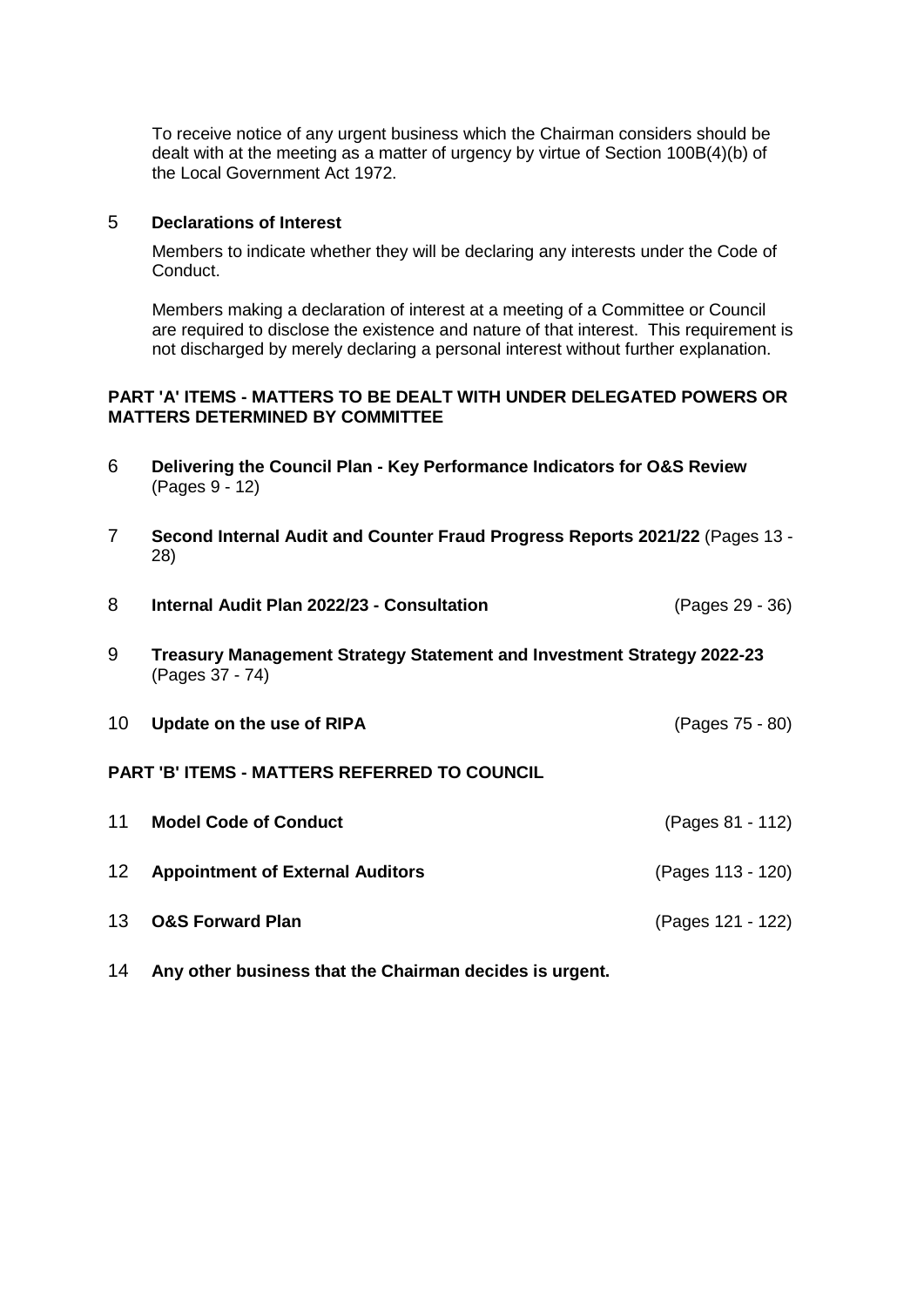To receive notice of any urgent business which the Chairman considers should be dealt with at the meeting as a matter of urgency by virtue of Section 100B(4)(b) of the Local Government Act 1972.

5 **Declarations of Interest**

Members to indicate whether they will be declaring any interests under the Code of Conduct.

Members making a declaration of interest at a meeting of a Committee or Council are required to disclose the existence and nature of that interest. This requirement is not discharged by merely declaring a personal interest without further explanation.

**PART 'A' ITEMS - MATTERS TO BE DEALT WITH UNDER DELEGATED POWERS OR MATTERS DETERMINED BY COMMITTEE**

6 **Delivering the Council Plan - Key Performance Indicators for O&S Review** (Pages 9 - 12)

7 **Second Internal Audit and Counter Fraud Progress Reports 2021/22** (Pages 13 - 28)

8 **Internal Audit Plan 2022/23 - Consultation** (Pages 29 - 36)

9 **Treasury Management Strategy Statement and Investment Strategy 2022-23** (Pages 37 - 74)

10 **Update on the use of RIPA** (Pages 75 - 80)

**PART 'B' ITEMS - MATTERS REFERRED TO COUNCIL**

11 **Model Code of Conduct** (Pages 81 - 112)

12 **Appointment of External Auditors** (Pages 113 - 120)

13 **O&S Forward Plan** (Pages 121 - 122)

14 **Any other business that the Chairman decides is urgent.**